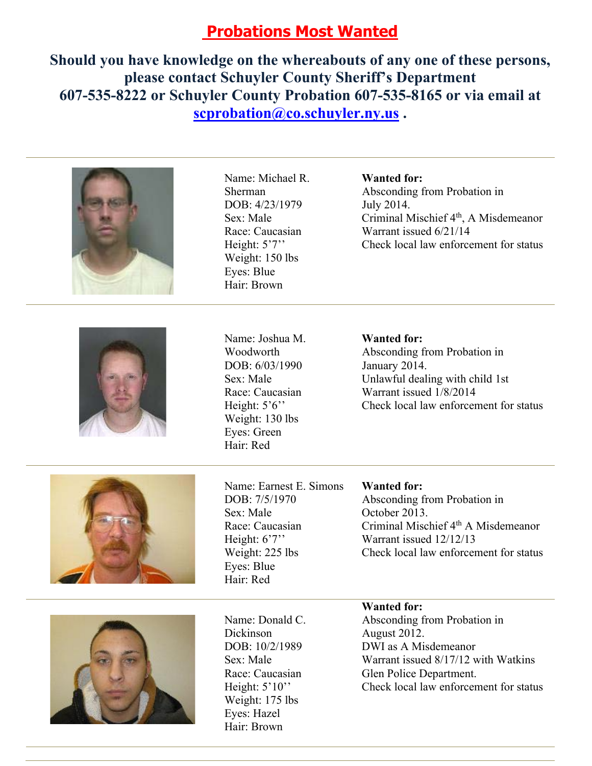# Probations Most Wanted

**Should you have knowledge on the whereabouts of any one of these persons, please contact Schuyler County Sheriff's Department 607-535-8222 or Schuyler County Probation 607-535-8165 or via email at scprobation@co.schuyler.ny.us .**

---

Name: Michael R. Sherman
DOB: 4/23/1979
Sex: Male
Race: Caucasian
Height: 5'7''
Weight: 150 lbs
Eyes: Blue
Hair: Brown

**Wanted for:**
Absconding from Probation in July 2014.
Criminal Mischief 4th, A Misdemeanor
Warrant issued 6/21/14
Check local law enforcement for status

---

Name: Joshua M. Woodworth
DOB: 6/03/1990
Sex: Male
Race: Caucasian
Height: 5'6''
Weight: 130 lbs
Eyes: Green
Hair: Red

**Wanted for:**
Absconding from Probation in January 2014.
Unlawful dealing with child 1st
Warrant issued 1/8/2014
Check local law enforcement for status

---

Name: Earnest E. Simons
DOB: 7/5/1970
Sex: Male
Race: Caucasian
Height: 6'7''
Weight: 225 lbs
Eyes: Blue
Hair: Red

**Wanted for:**
Absconding from Probation in October 2013.
Criminal Mischief 4th A Misdemeanor
Warrant issued 12/12/13
Check local law enforcement for status

---

Name: Donald C. Dickinson
DOB: 10/2/1989
Sex: Male
Race: Caucasian
Height: 5'10''
Weight: 175 lbs
Eyes: Hazel
Hair: Brown

**Wanted for:**
Absconding from Probation in August 2012.
DWI as A Misdemeanor
Warrant issued 8/17/12 with Watkins Glen Police Department.
Check local law enforcement for status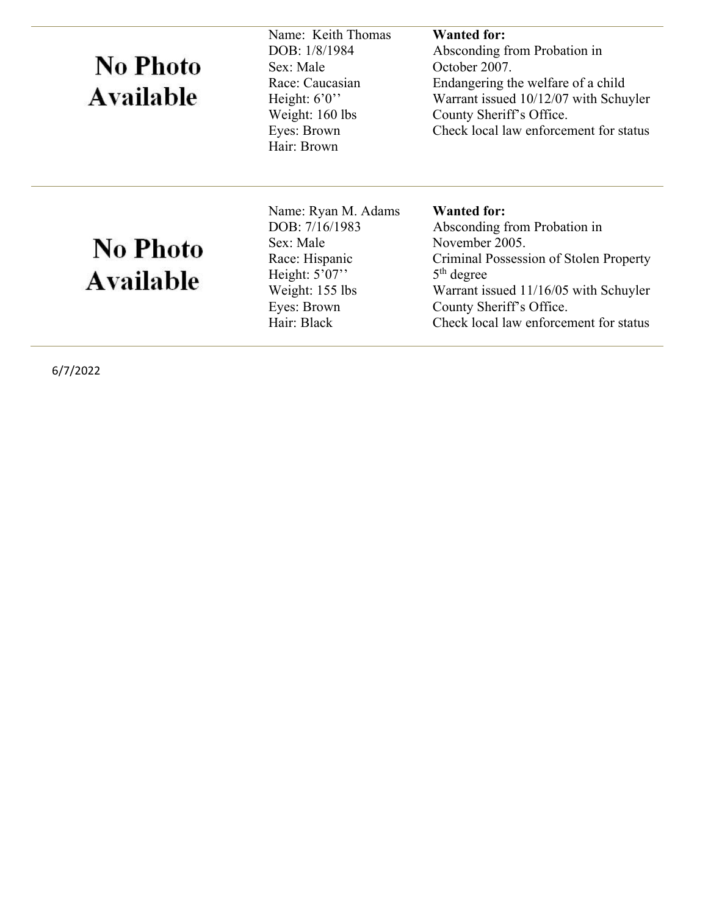| | | |
|---|---|---|
| **No Photo Available** | Name: Keith Thomas<br>DOB: 1/8/1984<br>Sex: Male<br>Race: Caucasian<br>Height: 6'0''<br>Weight: 160 lbs<br>Eyes: Brown<br>Hair: Brown | **Wanted for:**<br>Absconding from Probation in October 2007.<br>Endangering the welfare of a child<br>Warrant issued 10/12/07 with Schuyler County Sheriff's Office.<br>Check local law enforcement for status |
| **No Photo Available** | Name: Ryan M. Adams<br>DOB: 7/16/1983<br>Sex: Male<br>Race: Hispanic<br>Height: 5'07''<br>Weight: 155 lbs<br>Eyes: Brown<br>Hair: Black | **Wanted for:**<br>Absconding from Probation in November 2005.<br>Criminal Possession of Stolen Property 5th degree<br>Warrant issued 11/16/05 with Schuyler County Sheriff's Office.<br>Check local law enforcement for status |

6/7/2022